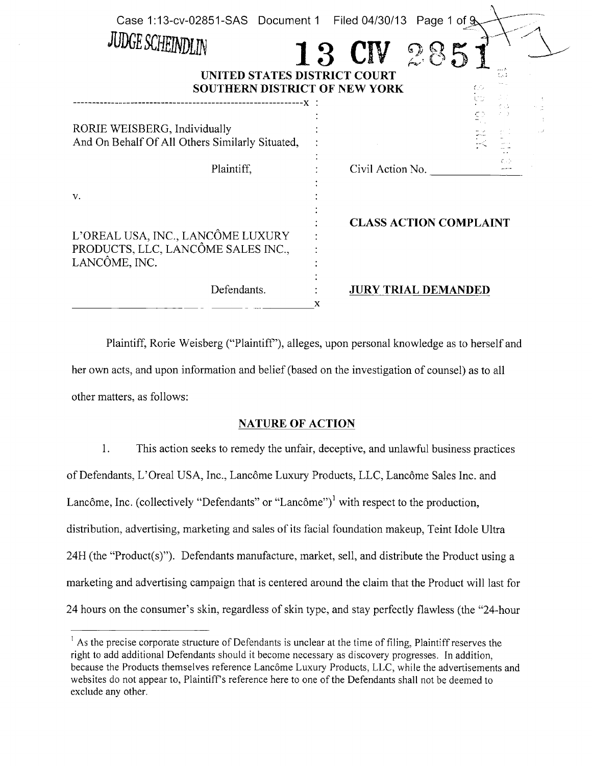JUDGE SCHEINDLIN

13 CIV 2851

**UNITED STATES DISTRICT COURT**
**SOUTHERN DISTRICT OF NEW YORK**

| | |
|---|---|
| RORIE WEISBERG, Individually And On Behalf Of All Others Similarly Situated, | |
| Plaintiff, | Civil Action No. ___________ |
| v. | |
| L'OREAL USA, INC., LANCÔME LUXURY PRODUCTS, LLC, LANCÔME SALES INC., LANCÔME, INC. | **CLASS ACTION COMPLAINT** |
| Defendants. | **JURY TRIAL DEMANDED** |

Plaintiff, Rorie Weisberg ("Plaintiff"), alleges, upon personal knowledge as to herself and her own acts, and upon information and belief (based on the investigation of counsel) as to all other matters, as follows:

## NATURE OF ACTION

1. This action seeks to remedy the unfair, deceptive, and unlawful business practices of Defendants, L'Oreal USA, Inc., Lancôme Luxury Products, LLC, Lancôme Sales Inc. and Lancôme, Inc. (collectively "Defendants" or "Lancôme")[1] with respect to the production, distribution, advertising, marketing and sales of its facial foundation makeup, Teint Idole Ultra 24H (the "Product(s)"). Defendants manufacture, market, sell, and distribute the Product using a marketing and advertising campaign that is centered around the claim that the Product will last for 24 hours on the consumer's skin, regardless of skin type, and stay perfectly flawless (the "24-hour

[1] As the precise corporate structure of Defendants is unclear at the time of filing, Plaintiff reserves the right to add additional Defendants should it become necessary as discovery progresses. In addition, because the Products themselves reference Lancôme Luxury Products, LLC, while the advertisements and websites do not appear to, Plaintiff's reference here to one of the Defendants shall not be deemed to exclude any other.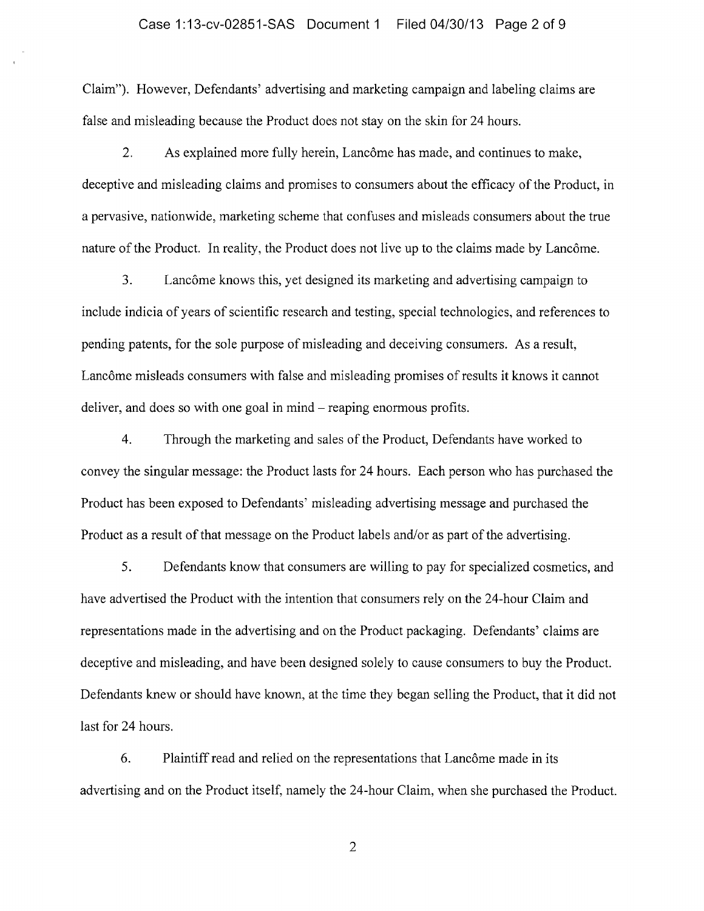Claim"). However, Defendants' advertising and marketing campaign and labeling claims are false and misleading because the Product does not stay on the skin for 24 hours.

2. As explained more fully herein, Lancôme has made, and continues to make, deceptive and misleading claims and promises to consumers about the efficacy of the Product, in a pervasive, nationwide, marketing scheme that confuses and misleads consumers about the true nature of the Product. In reality, the Product does not live up to the claims made by Lancôme.

3. Lancôme knows this, yet designed its marketing and advertising campaign to include indicia of years of scientific research and testing, special technologies, and references to pending patents, for the sole purpose of misleading and deceiving consumers. As a result, Lancôme misleads consumers with false and misleading promises of results it knows it cannot deliver, and does so with one goal in mind – reaping enormous profits.

4. Through the marketing and sales of the Product, Defendants have worked to convey the singular message: the Product lasts for 24 hours. Each person who has purchased the Product has been exposed to Defendants' misleading advertising message and purchased the Product as a result of that message on the Product labels and/or as part of the advertising.

5. Defendants know that consumers are willing to pay for specialized cosmetics, and have advertised the Product with the intention that consumers rely on the 24-hour Claim and representations made in the advertising and on the Product packaging. Defendants' claims are deceptive and misleading, and have been designed solely to cause consumers to buy the Product. Defendants knew or should have known, at the time they began selling the Product, that it did not last for 24 hours.

6. Plaintiff read and relied on the representations that Lancôme made in its advertising and on the Product itself, namely the 24-hour Claim, when she purchased the Product.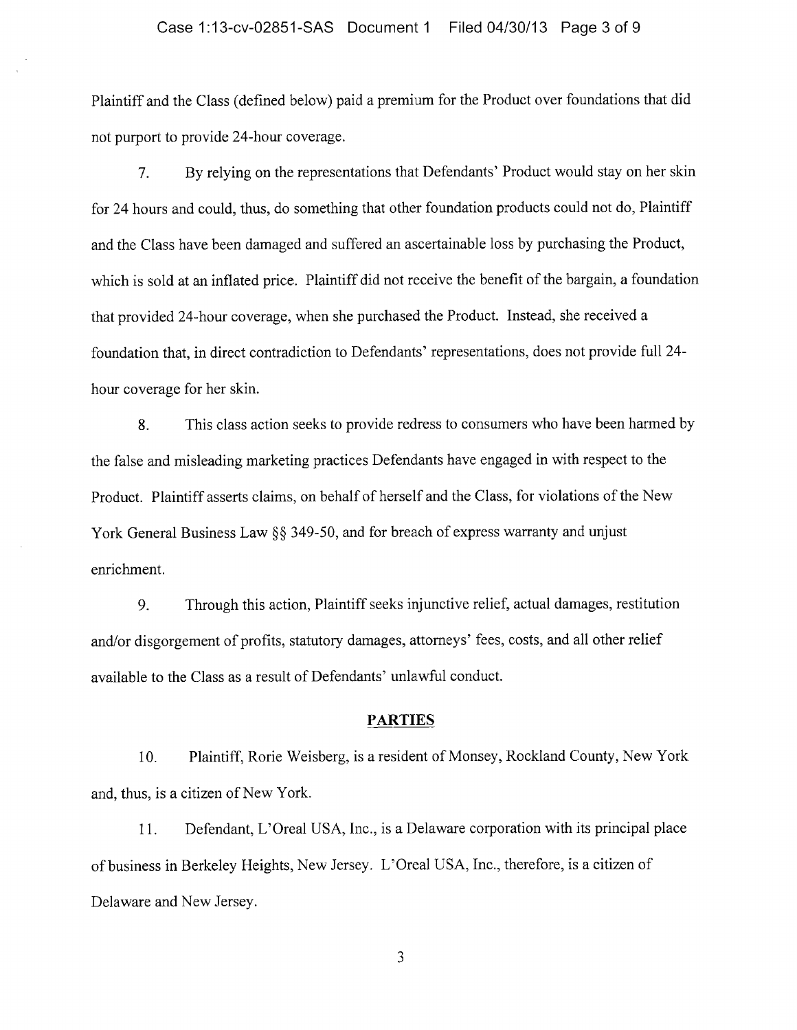Plaintiff and the Class (defined below) paid a premium for the Product over foundations that did not purport to provide 24-hour coverage.

7. By relying on the representations that Defendants' Product would stay on her skin for 24 hours and could, thus, do something that other foundation products could not do, Plaintiff and the Class have been damaged and suffered an ascertainable loss by purchasing the Product, which is sold at an inflated price. Plaintiff did not receive the benefit of the bargain, a foundation that provided 24-hour coverage, when she purchased the Product. Instead, she received a foundation that, in direct contradiction to Defendants' representations, does not provide full 24-hour coverage for her skin.

8. This class action seeks to provide redress to consumers who have been harmed by the false and misleading marketing practices Defendants have engaged in with respect to the Product. Plaintiff asserts claims, on behalf of herself and the Class, for violations of the New York General Business Law §§ 349-50, and for breach of express warranty and unjust enrichment.

9. Through this action, Plaintiff seeks injunctive relief, actual damages, restitution and/or disgorgement of profits, statutory damages, attorneys' fees, costs, and all other relief available to the Class as a result of Defendants' unlawful conduct.

## PARTIES

10. Plaintiff, Rorie Weisberg, is a resident of Monsey, Rockland County, New York and, thus, is a citizen of New York.

11. Defendant, L'Oreal USA, Inc., is a Delaware corporation with its principal place of business in Berkeley Heights, New Jersey. L'Oreal USA, Inc., therefore, is a citizen of Delaware and New Jersey.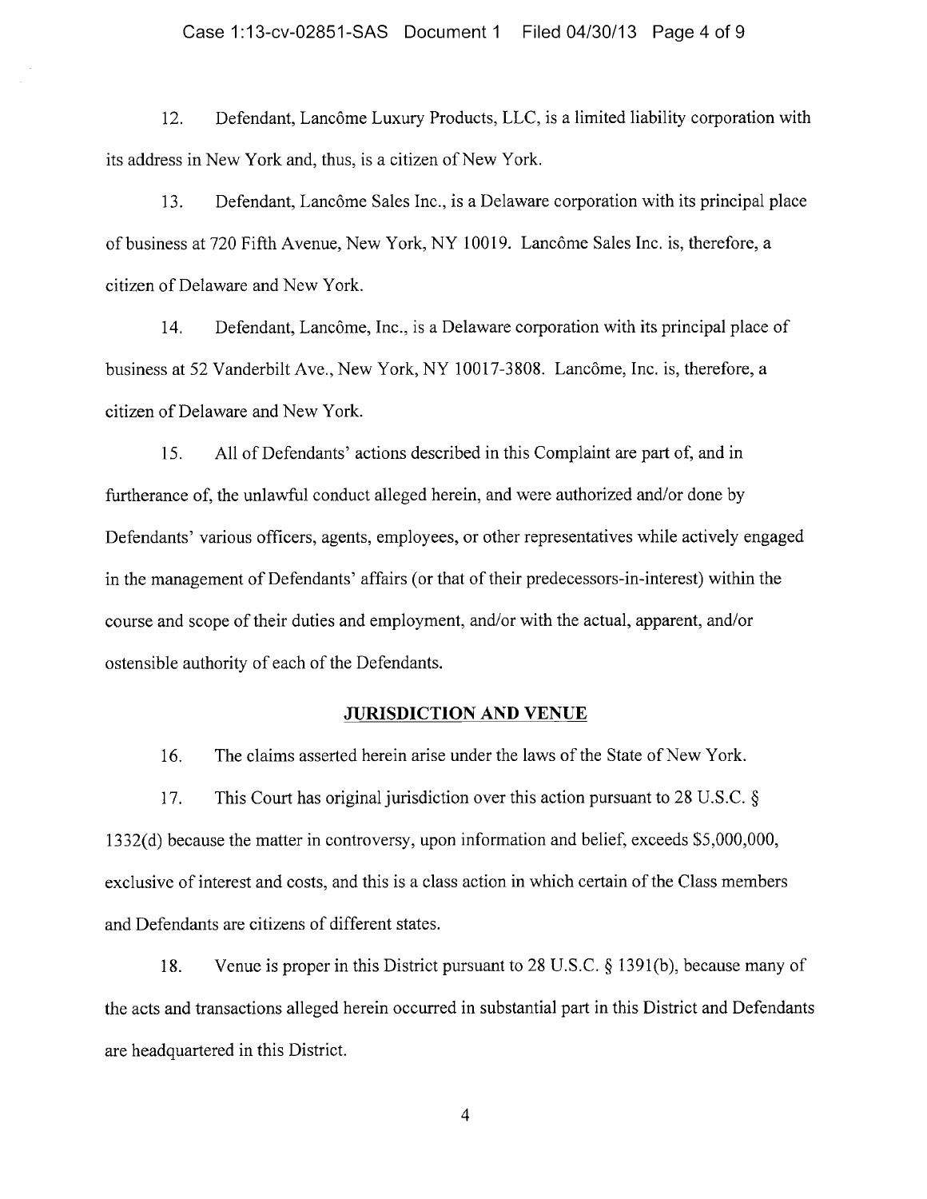12. Defendant, Lancôme Luxury Products, LLC, is a limited liability corporation with its address in New York and, thus, is a citizen of New York.

13. Defendant, Lancôme Sales Inc., is a Delaware corporation with its principal place of business at 720 Fifth Avenue, New York, NY 10019. Lancôme Sales Inc. is, therefore, a citizen of Delaware and New York.

14. Defendant, Lancôme, Inc., is a Delaware corporation with its principal place of business at 52 Vanderbilt Ave., New York, NY 10017-3808. Lancôme, Inc. is, therefore, a citizen of Delaware and New York.

15. All of Defendants' actions described in this Complaint are part of, and in furtherance of, the unlawful conduct alleged herein, and were authorized and/or done by Defendants' various officers, agents, employees, or other representatives while actively engaged in the management of Defendants' affairs (or that of their predecessors-in-interest) within the course and scope of their duties and employment, and/or with the actual, apparent, and/or ostensible authority of each of the Defendants.

## JURISDICTION AND VENUE

16. The claims asserted herein arise under the laws of the State of New York.

17. This Court has original jurisdiction over this action pursuant to 28 U.S.C. § 1332(d) because the matter in controversy, upon information and belief, exceeds $5,000,000, exclusive of interest and costs, and this is a class action in which certain of the Class members and Defendants are citizens of different states.

18. Venue is proper in this District pursuant to 28 U.S.C. § 1391(b), because many of the acts and transactions alleged herein occurred in substantial part in this District and Defendants are headquartered in this District.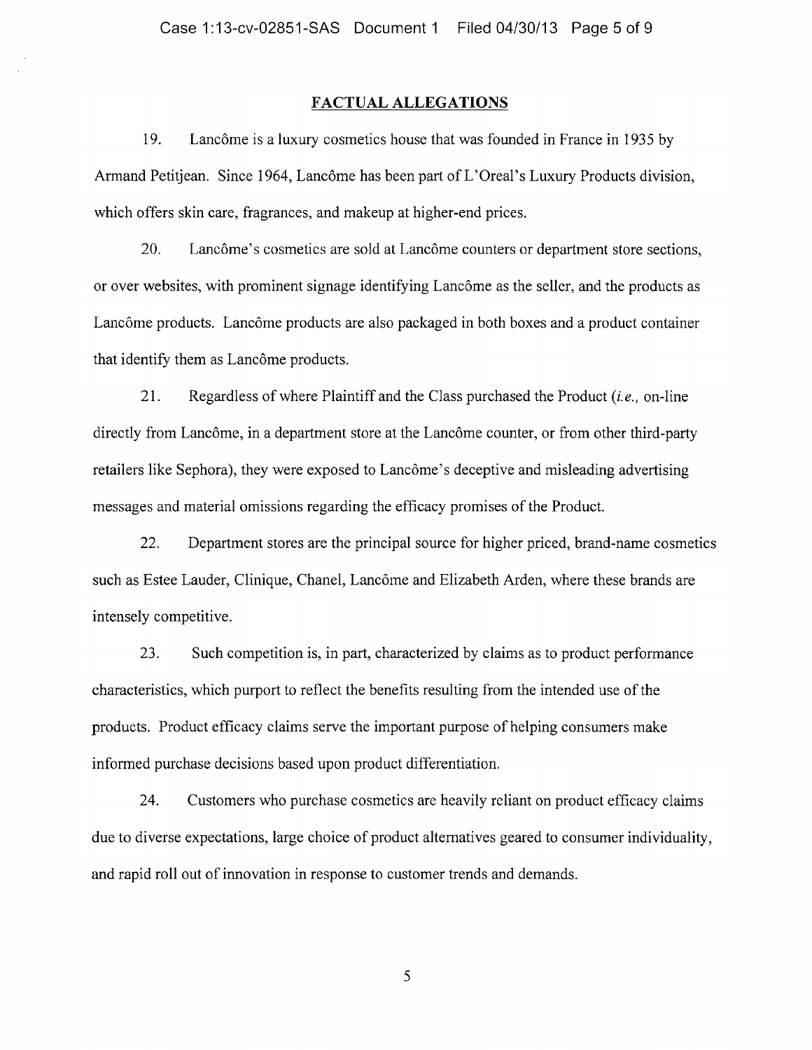## FACTUAL ALLEGATIONS

19. Lancôme is a luxury cosmetics house that was founded in France in 1935 by Armand Petitjean. Since 1964, Lancôme has been part of L'Oreal's Luxury Products division, which offers skin care, fragrances, and makeup at higher-end prices.

20. Lancôme's cosmetics are sold at Lancôme counters or department store sections, or over websites, with prominent signage identifying Lancôme as the seller, and the products as Lancôme products. Lancôme products are also packaged in both boxes and a product container that identify them as Lancôme products.

21. Regardless of where Plaintiff and the Class purchased the Product (*i.e.,* on-line directly from Lancôme, in a department store at the Lancôme counter, or from other third-party retailers like Sephora), they were exposed to Lancôme's deceptive and misleading advertising messages and material omissions regarding the efficacy promises of the Product.

22. Department stores are the principal source for higher priced, brand-name cosmetics such as Estee Lauder, Clinique, Chanel, Lancôme and Elizabeth Arden, where these brands are intensely competitive.

23. Such competition is, in part, characterized by claims as to product performance characteristics, which purport to reflect the benefits resulting from the intended use of the products. Product efficacy claims serve the important purpose of helping consumers make informed purchase decisions based upon product differentiation.

24. Customers who purchase cosmetics are heavily reliant on product efficacy claims due to diverse expectations, large choice of product alternatives geared to consumer individuality, and rapid roll out of innovation in response to customer trends and demands.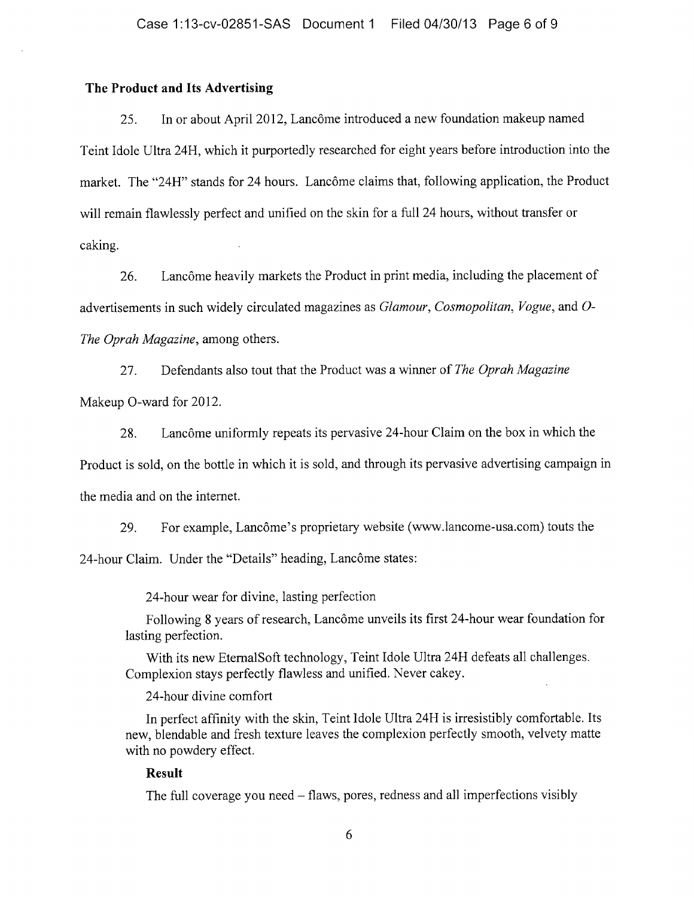**The Product and Its Advertising**

25. In or about April 2012, Lancôme introduced a new foundation makeup named Teint Idole Ultra 24H, which it purportedly researched for eight years before introduction into the market. The "24H" stands for 24 hours. Lancôme claims that, following application, the Product will remain flawlessly perfect and unified on the skin for a full 24 hours, without transfer or caking.

26. Lancôme heavily markets the Product in print media, including the placement of advertisements in such widely circulated magazines as *Glamour*, *Cosmopolitan*, *Vogue*, and *O-The Oprah Magazine*, among others.

27. Defendants also tout that the Product was a winner of *The Oprah Magazine* Makeup O-ward for 2012.

28. Lancôme uniformly repeats its pervasive 24-hour Claim on the box in which the Product is sold, on the bottle in which it is sold, and through its pervasive advertising campaign in the media and on the internet.

29. For example, Lancôme's proprietary website (www.lancome-usa.com) touts the 24-hour Claim. Under the "Details" heading, Lancôme states:

> 24-hour wear for divine, lasting perfection
>
> Following 8 years of research, Lancôme unveils its first 24-hour wear foundation for lasting perfection.
>
> With its new EternalSoft technology, Teint Idole Ultra 24H defeats all challenges. Complexion stays perfectly flawless and unified. Never cakey.
>
> 24-hour divine comfort
>
> In perfect affinity with the skin, Teint Idole Ultra 24H is irresistibly comfortable. Its new, blendable and fresh texture leaves the complexion perfectly smooth, velvety matte with no powdery effect.
>
> **Result**
>
> The full coverage you need – flaws, pores, redness and all imperfections visibly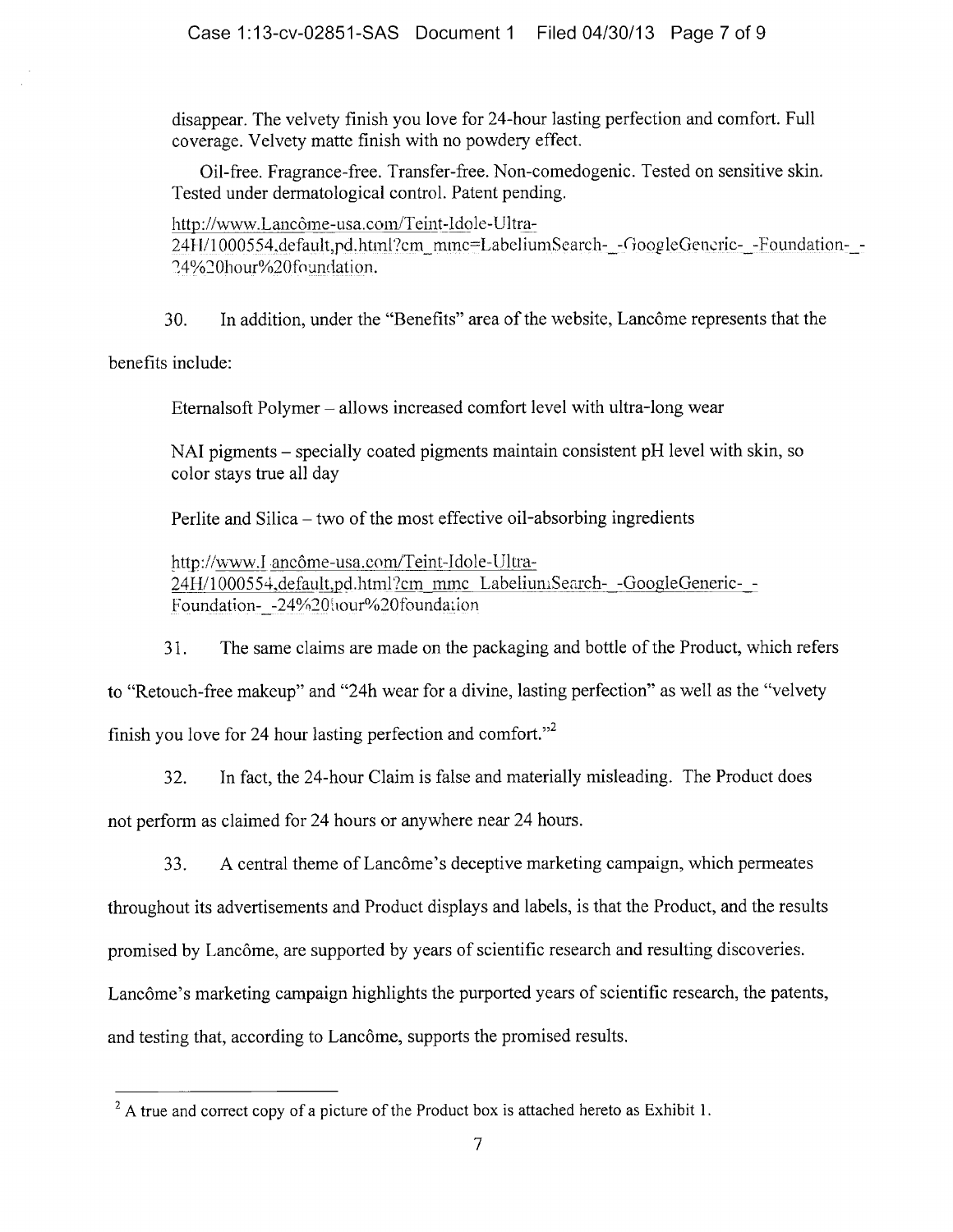disappear. The velvety finish you love for 24-hour lasting perfection and comfort. Full coverage. Velvety matte finish with no powdery effect.

Oil-free. Fragrance-free. Transfer-free. Non-comedogenic. Tested on sensitive skin. Tested under dermatological control. Patent pending.

http://www.Lancôme-usa.com/Teint-Idole-Ultra-24H/1000554,default,pd.html?cm_mmc=LabeliumSearch-_-GoogleGeneric-_-Foundation-_-24%20hour%20foundation.

30. In addition, under the "Benefits" area of the website, Lancôme represents that the benefits include:

Eternalsoft Polymer – allows increased comfort level with ultra-long wear

NAI pigments – specially coated pigments maintain consistent pH level with skin, so color stays true all day

Perlite and Silica – two of the most effective oil-absorbing ingredients

http://www.Lancôme-usa.com/Teint-Idole-Ultra-24H/1000554,default,pd.html?cm_mmc_LabeliumSearch-_-GoogleGeneric-_-Foundation-_-24%20hour%20foundation

31. The same claims are made on the packaging and bottle of the Product, which refers to "Retouch-free makeup" and "24h wear for a divine, lasting perfection" as well as the "velvety finish you love for 24 hour lasting perfection and comfort."[2]

32. In fact, the 24-hour Claim is false and materially misleading. The Product does not perform as claimed for 24 hours or anywhere near 24 hours.

33. A central theme of Lancôme's deceptive marketing campaign, which permeates throughout its advertisements and Product displays and labels, is that the Product, and the results promised by Lancôme, are supported by years of scientific research and resulting discoveries. Lancôme's marketing campaign highlights the purported years of scientific research, the patents, and testing that, according to Lancôme, supports the promised results.

---

[2] A true and correct copy of a picture of the Product box is attached hereto as Exhibit 1.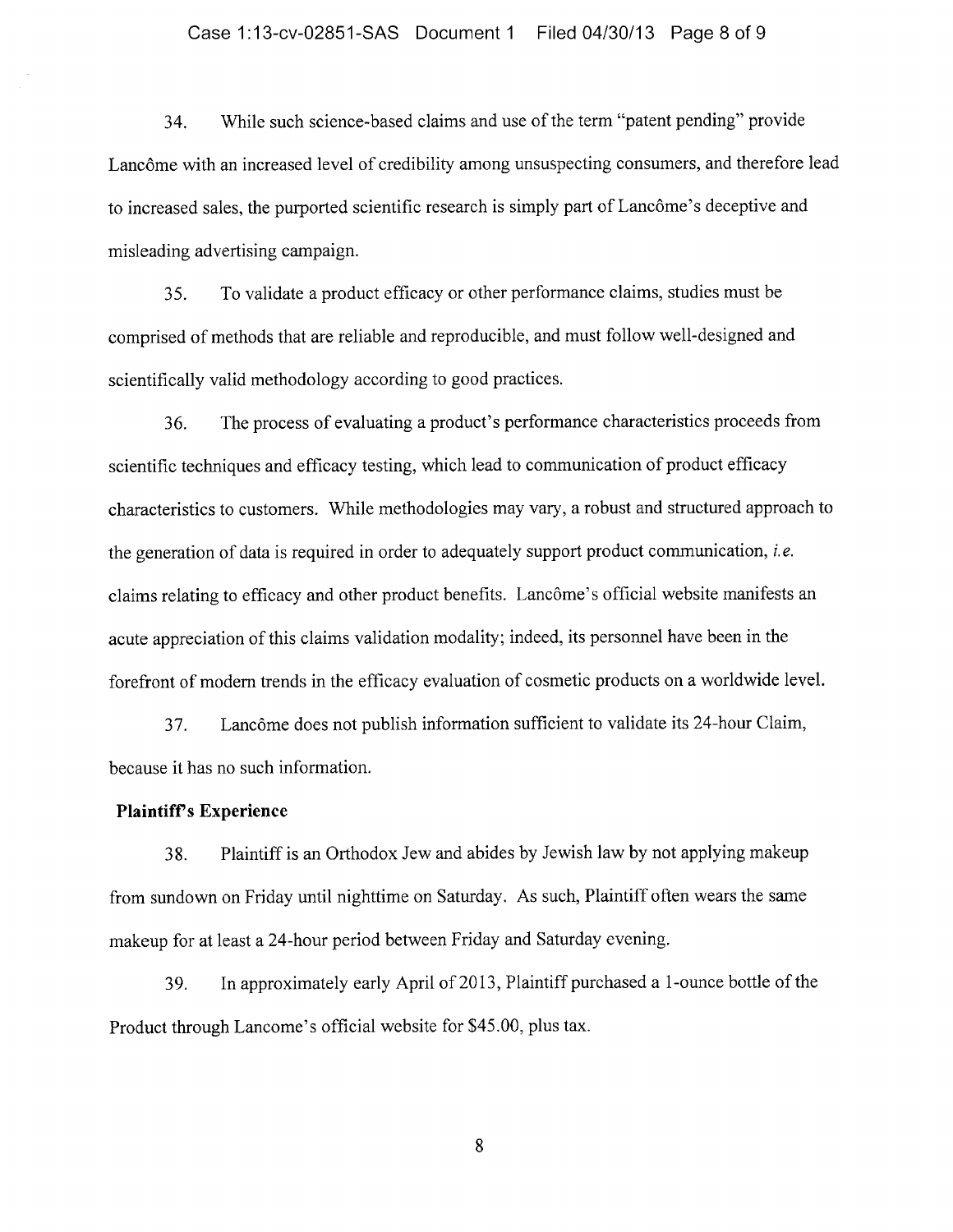34. While such science-based claims and use of the term "patent pending" provide Lancôme with an increased level of credibility among unsuspecting consumers, and therefore lead to increased sales, the purported scientific research is simply part of Lancôme's deceptive and misleading advertising campaign.

35. To validate a product efficacy or other performance claims, studies must be comprised of methods that are reliable and reproducible, and must follow well-designed and scientifically valid methodology according to good practices.

36. The process of evaluating a product's performance characteristics proceeds from scientific techniques and efficacy testing, which lead to communication of product efficacy characteristics to customers. While methodologies may vary, a robust and structured approach to the generation of data is required in order to adequately support product communication, *i.e.* claims relating to efficacy and other product benefits. Lancôme's official website manifests an acute appreciation of this claims validation modality; indeed, its personnel have been in the forefront of modern trends in the efficacy evaluation of cosmetic products on a worldwide level.

37. Lancôme does not publish information sufficient to validate its 24-hour Claim, because it has no such information.

**Plaintiff's Experience**

38. Plaintiff is an Orthodox Jew and abides by Jewish law by not applying makeup from sundown on Friday until nighttime on Saturday. As such, Plaintiff often wears the same makeup for at least a 24-hour period between Friday and Saturday evening.

39. In approximately early April of 2013, Plaintiff purchased a 1-ounce bottle of the Product through Lancome's official website for $45.00, plus tax.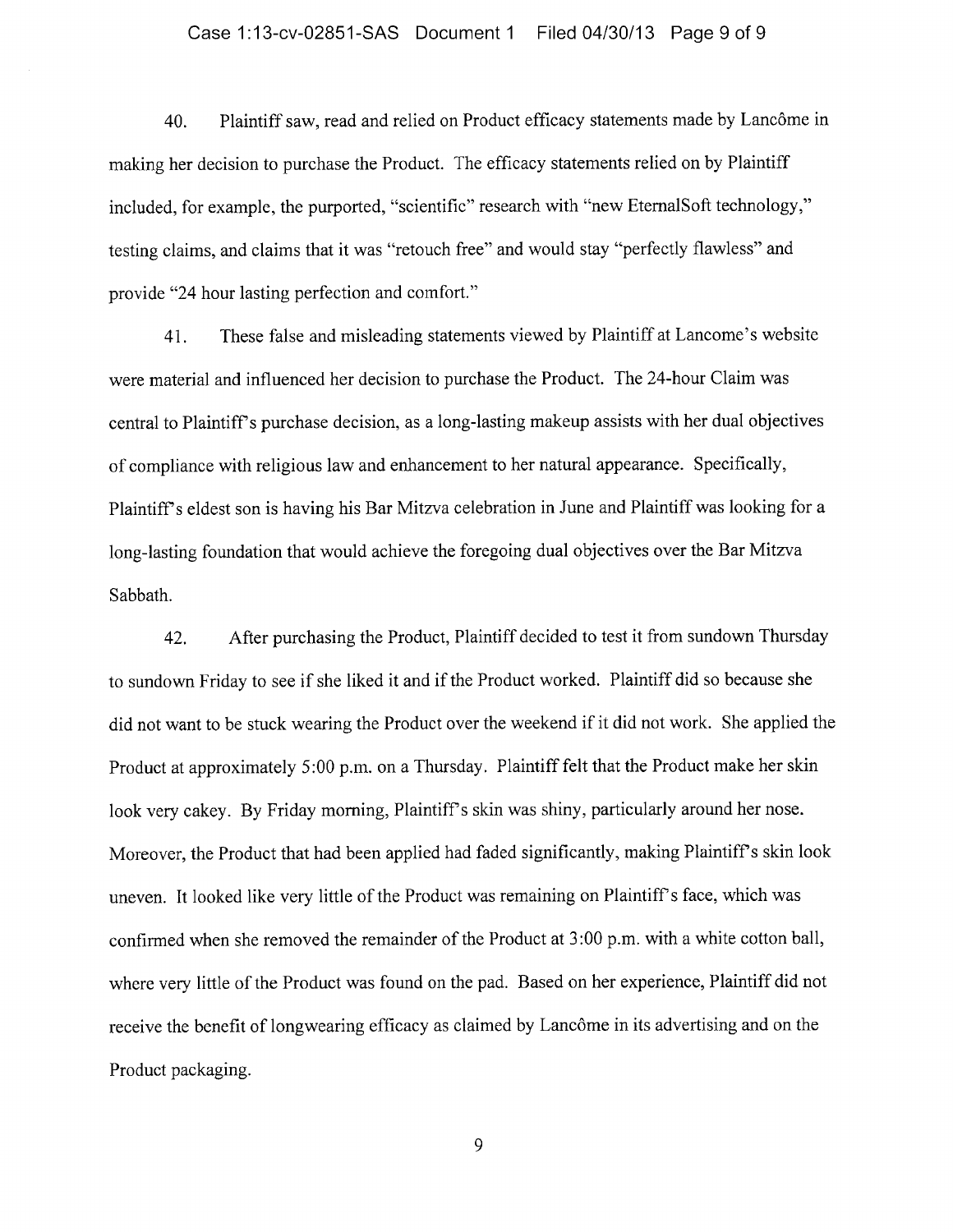40. Plaintiff saw, read and relied on Product efficacy statements made by Lancôme in making her decision to purchase the Product. The efficacy statements relied on by Plaintiff included, for example, the purported, "scientific" research with "new EternalSoft technology," testing claims, and claims that it was "retouch free" and would stay "perfectly flawless" and provide "24 hour lasting perfection and comfort."

41. These false and misleading statements viewed by Plaintiff at Lancome's website were material and influenced her decision to purchase the Product. The 24-hour Claim was central to Plaintiff's purchase decision, as a long-lasting makeup assists with her dual objectives of compliance with religious law and enhancement to her natural appearance. Specifically, Plaintiff's eldest son is having his Bar Mitzva celebration in June and Plaintiff was looking for a long-lasting foundation that would achieve the foregoing dual objectives over the Bar Mitzva Sabbath.

42. After purchasing the Product, Plaintiff decided to test it from sundown Thursday to sundown Friday to see if she liked it and if the Product worked. Plaintiff did so because she did not want to be stuck wearing the Product over the weekend if it did not work. She applied the Product at approximately 5:00 p.m. on a Thursday. Plaintiff felt that the Product make her skin look very cakey. By Friday morning, Plaintiff's skin was shiny, particularly around her nose. Moreover, the Product that had been applied had faded significantly, making Plaintiff's skin look uneven. It looked like very little of the Product was remaining on Plaintiff's face, which was confirmed when she removed the remainder of the Product at 3:00 p.m. with a white cotton ball, where very little of the Product was found on the pad. Based on her experience, Plaintiff did not receive the benefit of longwearing efficacy as claimed by Lancôme in its advertising and on the Product packaging.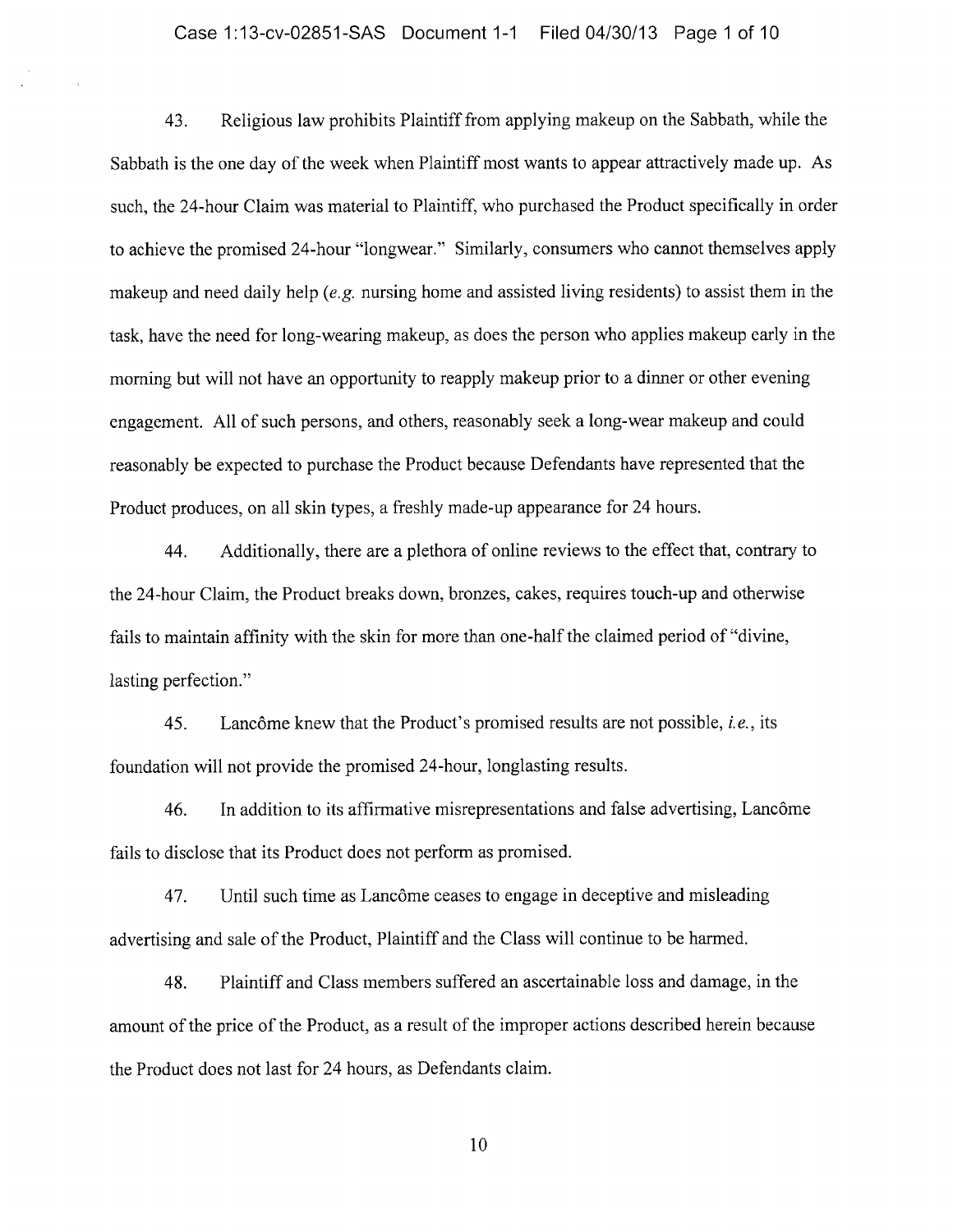43. Religious law prohibits Plaintiff from applying makeup on the Sabbath, while the Sabbath is the one day of the week when Plaintiff most wants to appear attractively made up. As such, the 24-hour Claim was material to Plaintiff, who purchased the Product specifically in order to achieve the promised 24-hour "longwear." Similarly, consumers who cannot themselves apply makeup and need daily help (*e.g.* nursing home and assisted living residents) to assist them in the task, have the need for long-wearing makeup, as does the person who applies makeup early in the morning but will not have an opportunity to reapply makeup prior to a dinner or other evening engagement. All of such persons, and others, reasonably seek a long-wear makeup and could reasonably be expected to purchase the Product because Defendants have represented that the Product produces, on all skin types, a freshly made-up appearance for 24 hours.

44. Additionally, there are a plethora of online reviews to the effect that, contrary to the 24-hour Claim, the Product breaks down, bronzes, cakes, requires touch-up and otherwise fails to maintain affinity with the skin for more than one-half the claimed period of "divine, lasting perfection."

45. Lancôme knew that the Product's promised results are not possible, *i.e.*, its foundation will not provide the promised 24-hour, longlasting results.

46. In addition to its affirmative misrepresentations and false advertising, Lancôme fails to disclose that its Product does not perform as promised.

47. Until such time as Lancôme ceases to engage in deceptive and misleading advertising and sale of the Product, Plaintiff and the Class will continue to be harmed.

48. Plaintiff and Class members suffered an ascertainable loss and damage, in the amount of the price of the Product, as a result of the improper actions described herein because the Product does not last for 24 hours, as Defendants claim.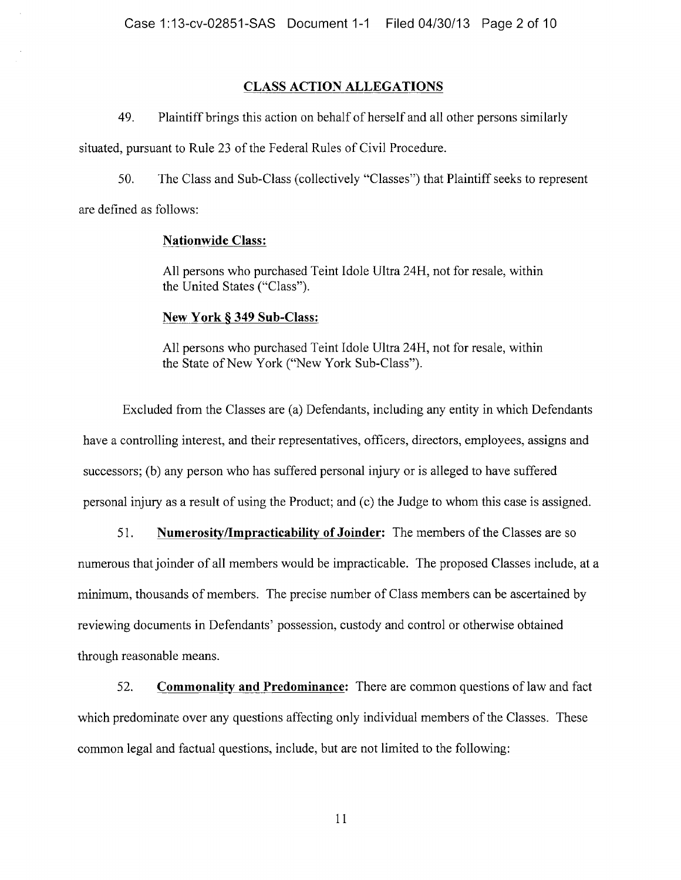## CLASS ACTION ALLEGATIONS

49. Plaintiff brings this action on behalf of herself and all other persons similarly situated, pursuant to Rule 23 of the Federal Rules of Civil Procedure.

50. The Class and Sub-Class (collectively "Classes") that Plaintiff seeks to represent are defined as follows:

> **Nationwide Class:**
>
> All persons who purchased Teint Idole Ultra 24H, not for resale, within the United States ("Class").
>
> **New York § 349 Sub-Class:**
>
> All persons who purchased Teint Idole Ultra 24H, not for resale, within the State of New York ("New York Sub-Class").

Excluded from the Classes are (a) Defendants, including any entity in which Defendants have a controlling interest, and their representatives, officers, directors, employees, assigns and successors; (b) any person who has suffered personal injury or is alleged to have suffered personal injury as a result of using the Product; and (c) the Judge to whom this case is assigned.

51. **Numerosity/Impracticability of Joinder:** The members of the Classes are so numerous that joinder of all members would be impracticable. The proposed Classes include, at a minimum, thousands of members. The precise number of Class members can be ascertained by reviewing documents in Defendants' possession, custody and control or otherwise obtained through reasonable means.

52. **Commonality and Predominance:** There are common questions of law and fact which predominate over any questions affecting only individual members of the Classes. These common legal and factual questions, include, but are not limited to the following: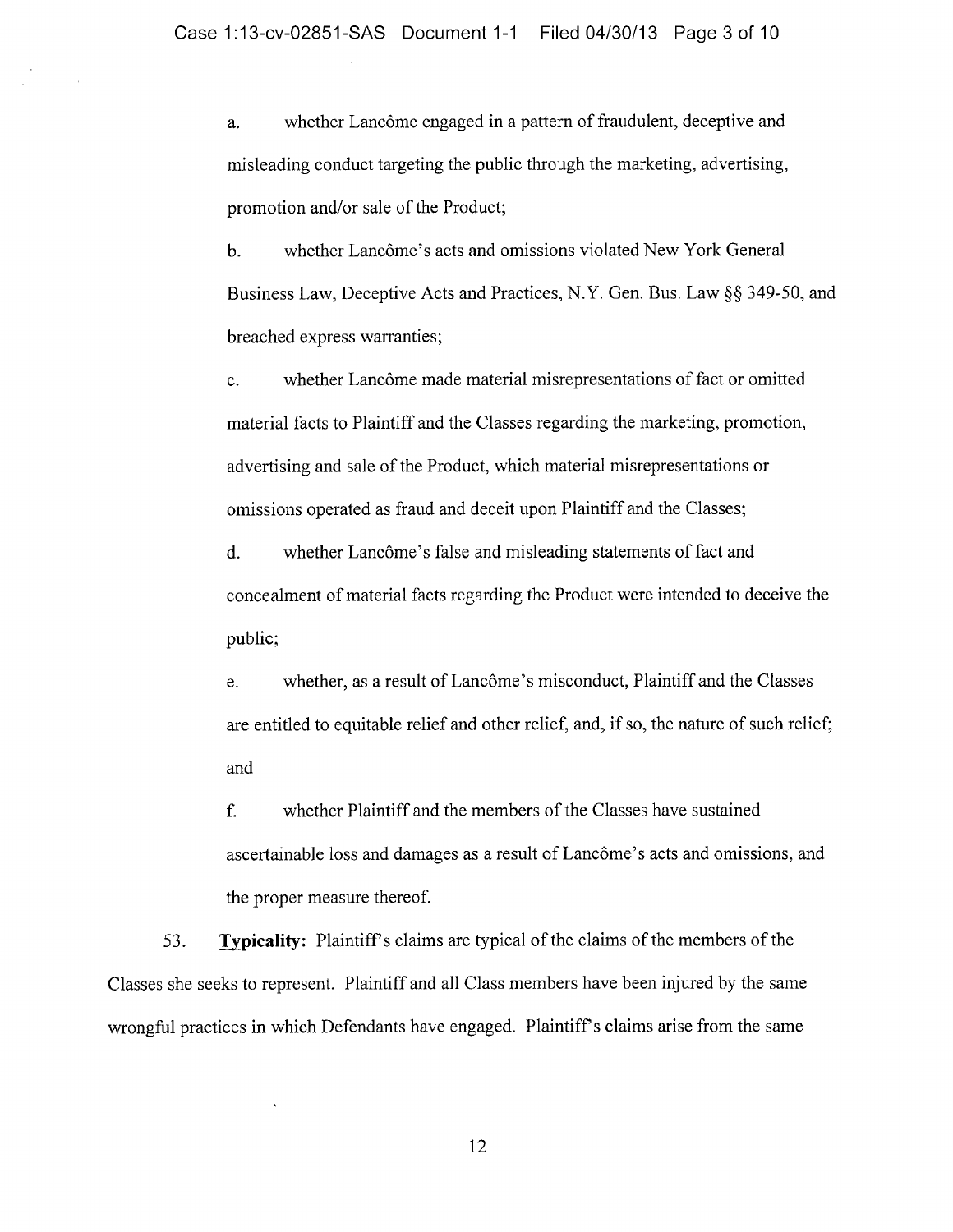a. whether Lancôme engaged in a pattern of fraudulent, deceptive and misleading conduct targeting the public through the marketing, advertising, promotion and/or sale of the Product;

b. whether Lancôme's acts and omissions violated New York General Business Law, Deceptive Acts and Practices, N.Y. Gen. Bus. Law §§ 349-50, and breached express warranties;

c. whether Lancôme made material misrepresentations of fact or omitted material facts to Plaintiff and the Classes regarding the marketing, promotion, advertising and sale of the Product, which material misrepresentations or omissions operated as fraud and deceit upon Plaintiff and the Classes;

d. whether Lancôme's false and misleading statements of fact and concealment of material facts regarding the Product were intended to deceive the public;

e. whether, as a result of Lancôme's misconduct, Plaintiff and the Classes are entitled to equitable relief and other relief, and, if so, the nature of such relief; and

f. whether Plaintiff and the members of the Classes have sustained ascertainable loss and damages as a result of Lancôme's acts and omissions, and the proper measure thereof.

53. **Typicality:** Plaintiff's claims are typical of the claims of the members of the Classes she seeks to represent. Plaintiff and all Class members have been injured by the same wrongful practices in which Defendants have engaged. Plaintiff's claims arise from the same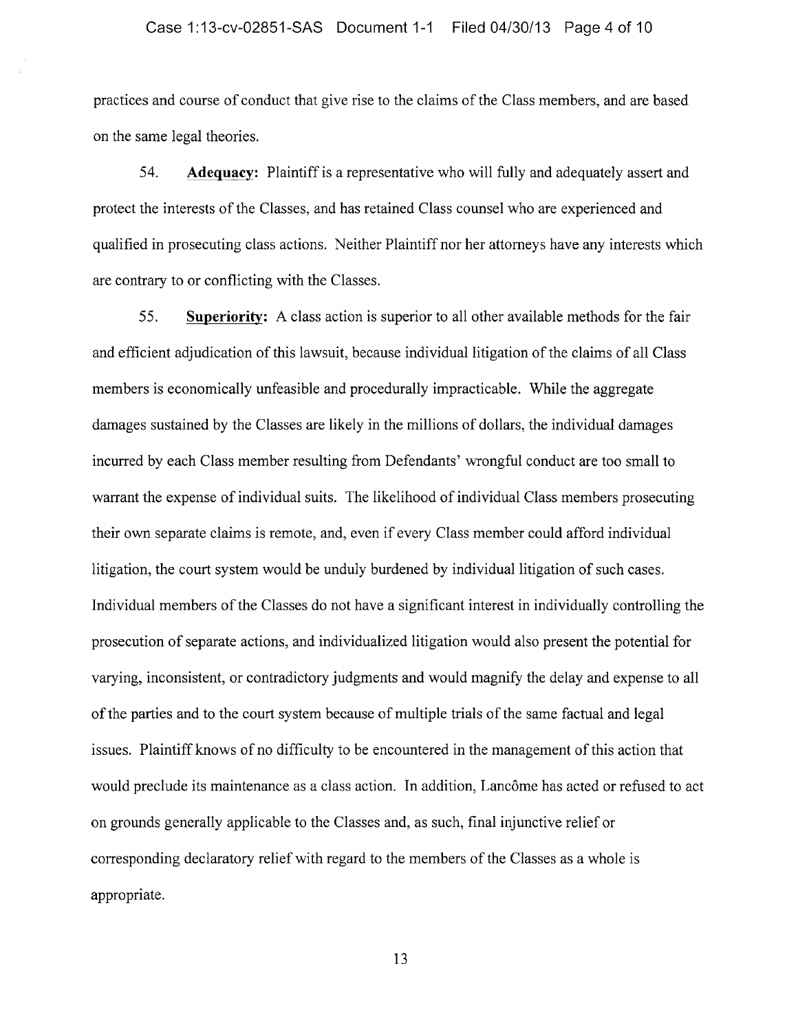practices and course of conduct that give rise to the claims of the Class members, and are based on the same legal theories.

54. **Adequacy:** Plaintiff is a representative who will fully and adequately assert and protect the interests of the Classes, and has retained Class counsel who are experienced and qualified in prosecuting class actions. Neither Plaintiff nor her attorneys have any interests which are contrary to or conflicting with the Classes.

55. **Superiority:** A class action is superior to all other available methods for the fair and efficient adjudication of this lawsuit, because individual litigation of the claims of all Class members is economically unfeasible and procedurally impracticable. While the aggregate damages sustained by the Classes are likely in the millions of dollars, the individual damages incurred by each Class member resulting from Defendants' wrongful conduct are too small to warrant the expense of individual suits. The likelihood of individual Class members prosecuting their own separate claims is remote, and, even if every Class member could afford individual litigation, the court system would be unduly burdened by individual litigation of such cases. Individual members of the Classes do not have a significant interest in individually controlling the prosecution of separate actions, and individualized litigation would also present the potential for varying, inconsistent, or contradictory judgments and would magnify the delay and expense to all of the parties and to the court system because of multiple trials of the same factual and legal issues. Plaintiff knows of no difficulty to be encountered in the management of this action that would preclude its maintenance as a class action. In addition, Lancôme has acted or refused to act on grounds generally applicable to the Classes and, as such, final injunctive relief or corresponding declaratory relief with regard to the members of the Classes as a whole is appropriate.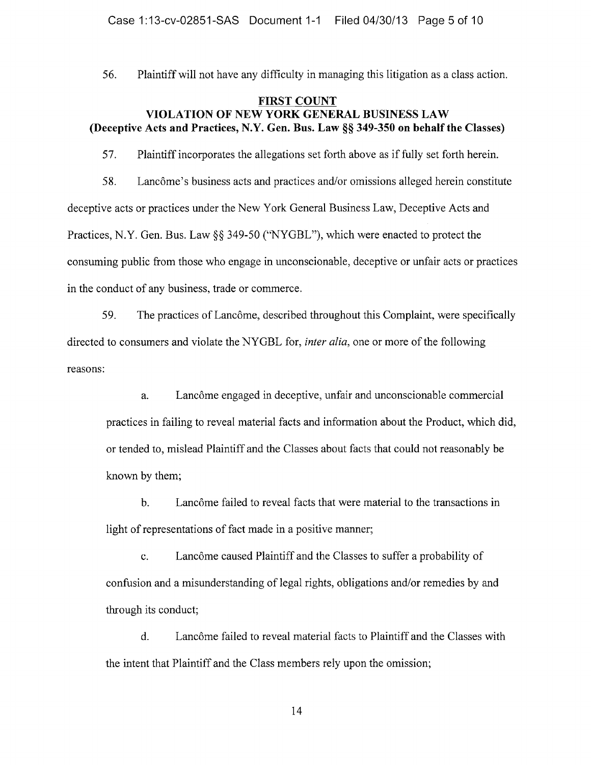56. Plaintiff will not have any difficulty in managing this litigation as a class action.

## FIRST COUNT
## VIOLATION OF NEW YORK GENERAL BUSINESS LAW
### (Deceptive Acts and Practices, N.Y. Gen. Bus. Law §§ 349-350 on behalf the Classes)

57. Plaintiff incorporates the allegations set forth above as if fully set forth herein.

58. Lancôme's business acts and practices and/or omissions alleged herein constitute deceptive acts or practices under the New York General Business Law, Deceptive Acts and Practices, N.Y. Gen. Bus. Law §§ 349-50 ("NYGBL"), which were enacted to protect the consuming public from those who engage in unconscionable, deceptive or unfair acts or practices in the conduct of any business, trade or commerce.

59. The practices of Lancôme, described throughout this Complaint, were specifically directed to consumers and violate the NYGBL for, *inter alia*, one or more of the following reasons:

a. Lancôme engaged in deceptive, unfair and unconscionable commercial practices in failing to reveal material facts and information about the Product, which did, or tended to, mislead Plaintiff and the Classes about facts that could not reasonably be known by them;

b. Lancôme failed to reveal facts that were material to the transactions in light of representations of fact made in a positive manner;

c. Lancôme caused Plaintiff and the Classes to suffer a probability of confusion and a misunderstanding of legal rights, obligations and/or remedies by and through its conduct;

d. Lancôme failed to reveal material facts to Plaintiff and the Classes with the intent that Plaintiff and the Class members rely upon the omission;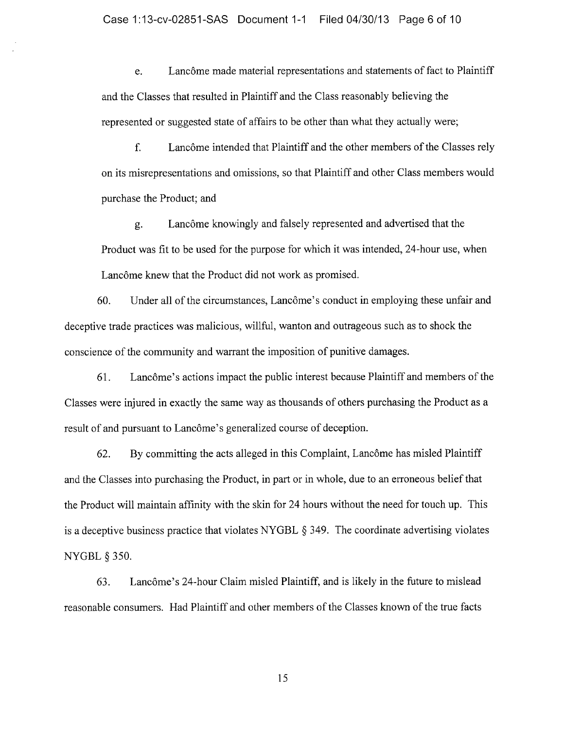e. Lancôme made material representations and statements of fact to Plaintiff and the Classes that resulted in Plaintiff and the Class reasonably believing the represented or suggested state of affairs to be other than what they actually were;

f. Lancôme intended that Plaintiff and the other members of the Classes rely on its misrepresentations and omissions, so that Plaintiff and other Class members would purchase the Product; and

g. Lancôme knowingly and falsely represented and advertised that the Product was fit to be used for the purpose for which it was intended, 24-hour use, when Lancôme knew that the Product did not work as promised.

60. Under all of the circumstances, Lancôme's conduct in employing these unfair and deceptive trade practices was malicious, willful, wanton and outrageous such as to shock the conscience of the community and warrant the imposition of punitive damages.

61. Lancôme's actions impact the public interest because Plaintiff and members of the Classes were injured in exactly the same way as thousands of others purchasing the Product as a result of and pursuant to Lancôme's generalized course of deception.

62. By committing the acts alleged in this Complaint, Lancôme has misled Plaintiff and the Classes into purchasing the Product, in part or in whole, due to an erroneous belief that the Product will maintain affinity with the skin for 24 hours without the need for touch up. This is a deceptive business practice that violates NYGBL § 349. The coordinate advertising violates NYGBL § 350.

63. Lancôme's 24-hour Claim misled Plaintiff, and is likely in the future to mislead reasonable consumers. Had Plaintiff and other members of the Classes known of the true facts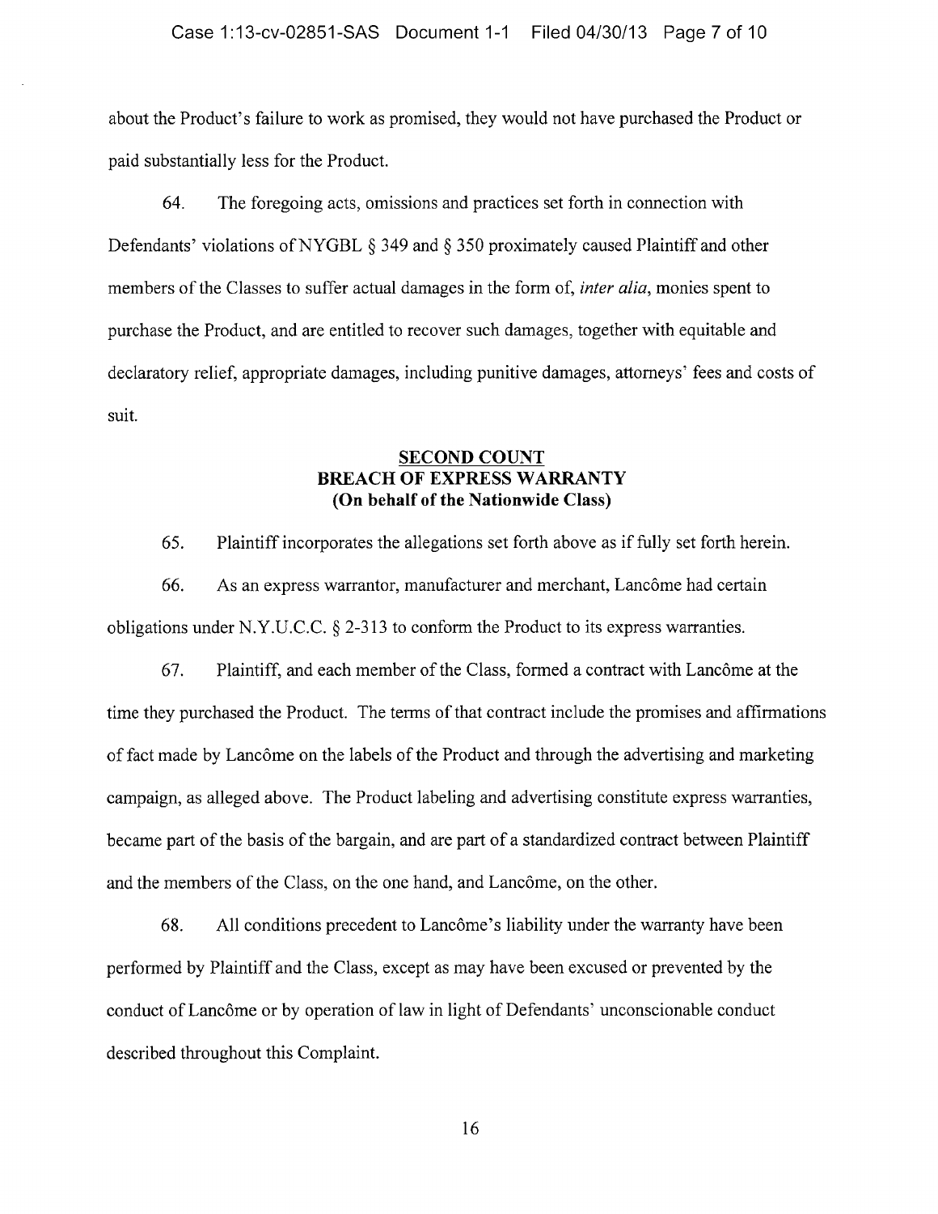about the Product's failure to work as promised, they would not have purchased the Product or paid substantially less for the Product.

64. The foregoing acts, omissions and practices set forth in connection with Defendants' violations of NYGBL § 349 and § 350 proximately caused Plaintiff and other members of the Classes to suffer actual damages in the form of, *inter alia*, monies spent to purchase the Product, and are entitled to recover such damages, together with equitable and declaratory relief, appropriate damages, including punitive damages, attorneys' fees and costs of suit.

## SECOND COUNT
## BREACH OF EXPRESS WARRANTY
## (On behalf of the Nationwide Class)

65. Plaintiff incorporates the allegations set forth above as if fully set forth herein.

66. As an express warrantor, manufacturer and merchant, Lancôme had certain obligations under N.Y.U.C.C. § 2-313 to conform the Product to its express warranties.

67. Plaintiff, and each member of the Class, formed a contract with Lancôme at the time they purchased the Product. The terms of that contract include the promises and affirmations of fact made by Lancôme on the labels of the Product and through the advertising and marketing campaign, as alleged above. The Product labeling and advertising constitute express warranties, became part of the basis of the bargain, and are part of a standardized contract between Plaintiff and the members of the Class, on the one hand, and Lancôme, on the other.

68. All conditions precedent to Lancôme's liability under the warranty have been performed by Plaintiff and the Class, except as may have been excused or prevented by the conduct of Lancôme or by operation of law in light of Defendants' unconscionable conduct described throughout this Complaint.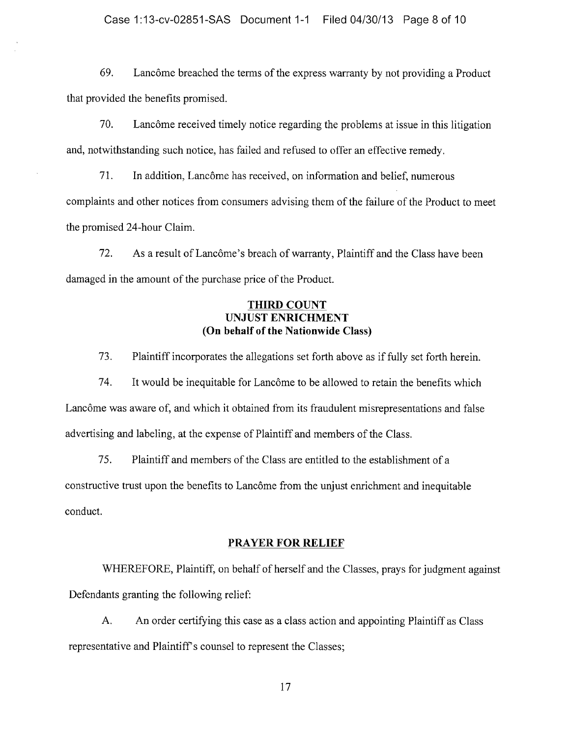69. Lancôme breached the terms of the express warranty by not providing a Product that provided the benefits promised.

70. Lancôme received timely notice regarding the problems at issue in this litigation and, notwithstanding such notice, has failed and refused to offer an effective remedy.

71. In addition, Lancôme has received, on information and belief, numerous complaints and other notices from consumers advising them of the failure of the Product to meet the promised 24-hour Claim.

72. As a result of Lancôme's breach of warranty, Plaintiff and the Class have been damaged in the amount of the purchase price of the Product.

## THIRD COUNT
## UNJUST ENRICHMENT
## (On behalf of the Nationwide Class)

73. Plaintiff incorporates the allegations set forth above as if fully set forth herein.

74. It would be inequitable for Lancôme to be allowed to retain the benefits which Lancôme was aware of, and which it obtained from its fraudulent misrepresentations and false advertising and labeling, at the expense of Plaintiff and members of the Class.

75. Plaintiff and members of the Class are entitled to the establishment of a constructive trust upon the benefits to Lancôme from the unjust enrichment and inequitable conduct.

## PRAYER FOR RELIEF

WHEREFORE, Plaintiff, on behalf of herself and the Classes, prays for judgment against Defendants granting the following relief:

A. An order certifying this case as a class action and appointing Plaintiff as Class representative and Plaintiff's counsel to represent the Classes;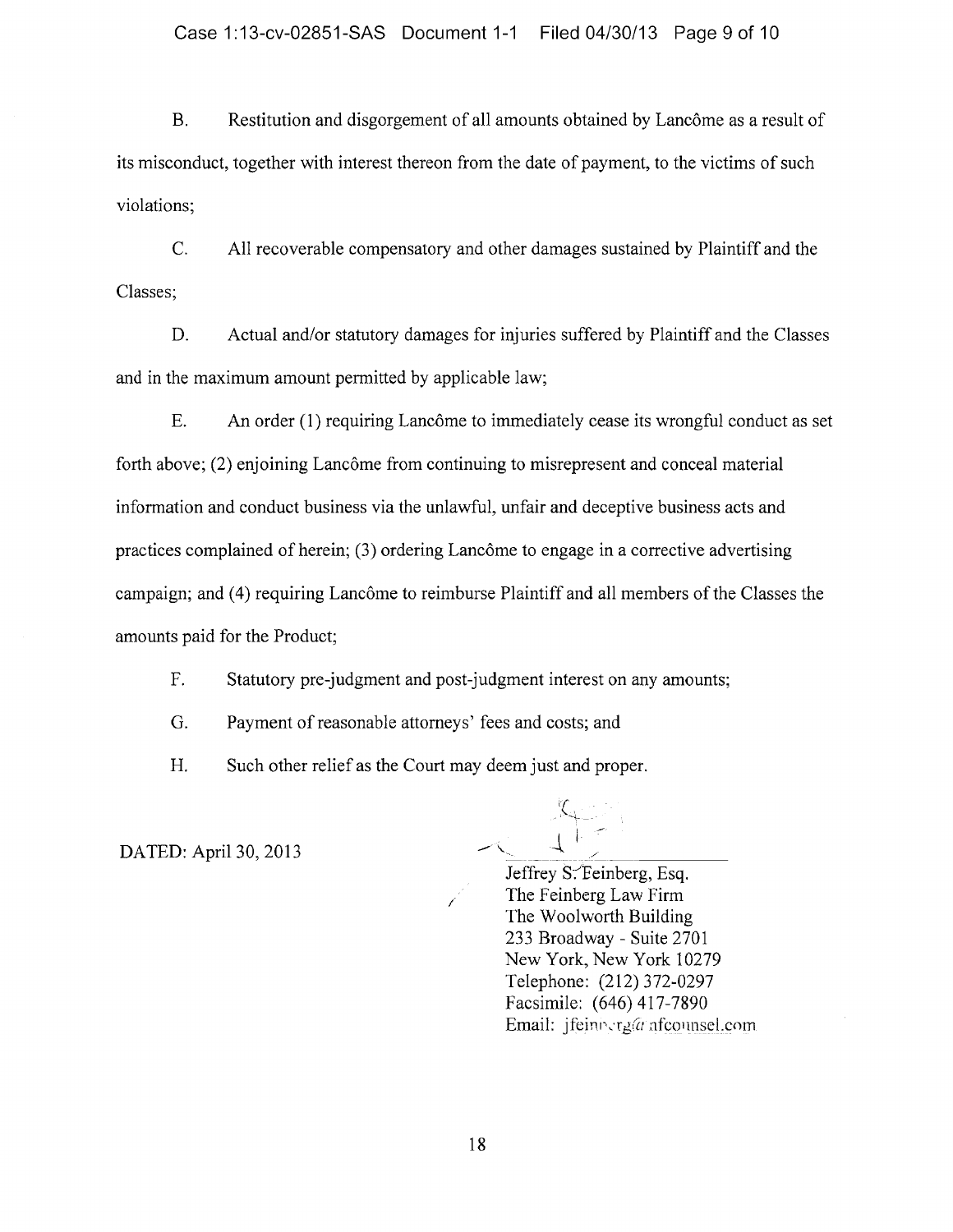B. Restitution and disgorgement of all amounts obtained by Lancôme as a result of its misconduct, together with interest thereon from the date of payment, to the victims of such violations;

C. All recoverable compensatory and other damages sustained by Plaintiff and the Classes;

D. Actual and/or statutory damages for injuries suffered by Plaintiff and the Classes and in the maximum amount permitted by applicable law;

E. An order (1) requiring Lancôme to immediately cease its wrongful conduct as set forth above; (2) enjoining Lancôme from continuing to misrepresent and conceal material information and conduct business via the unlawful, unfair and deceptive business acts and practices complained of herein; (3) ordering Lancôme to engage in a corrective advertising campaign; and (4) requiring Lancôme to reimburse Plaintiff and all members of the Classes the amounts paid for the Product;

F. Statutory pre-judgment and post-judgment interest on any amounts;

G. Payment of reasonable attorneys' fees and costs; and

H. Such other relief as the Court may deem just and proper.

DATED: April 30, 2013

Jeffrey S. Feinberg, Esq.
The Feinberg Law Firm
The Woolworth Building
233 Broadway - Suite 2701
New York, New York 10279
Telephone: (212) 372-0297
Facsimile: (646) 417-7890
Email: jfeinberg@nfcounsel.com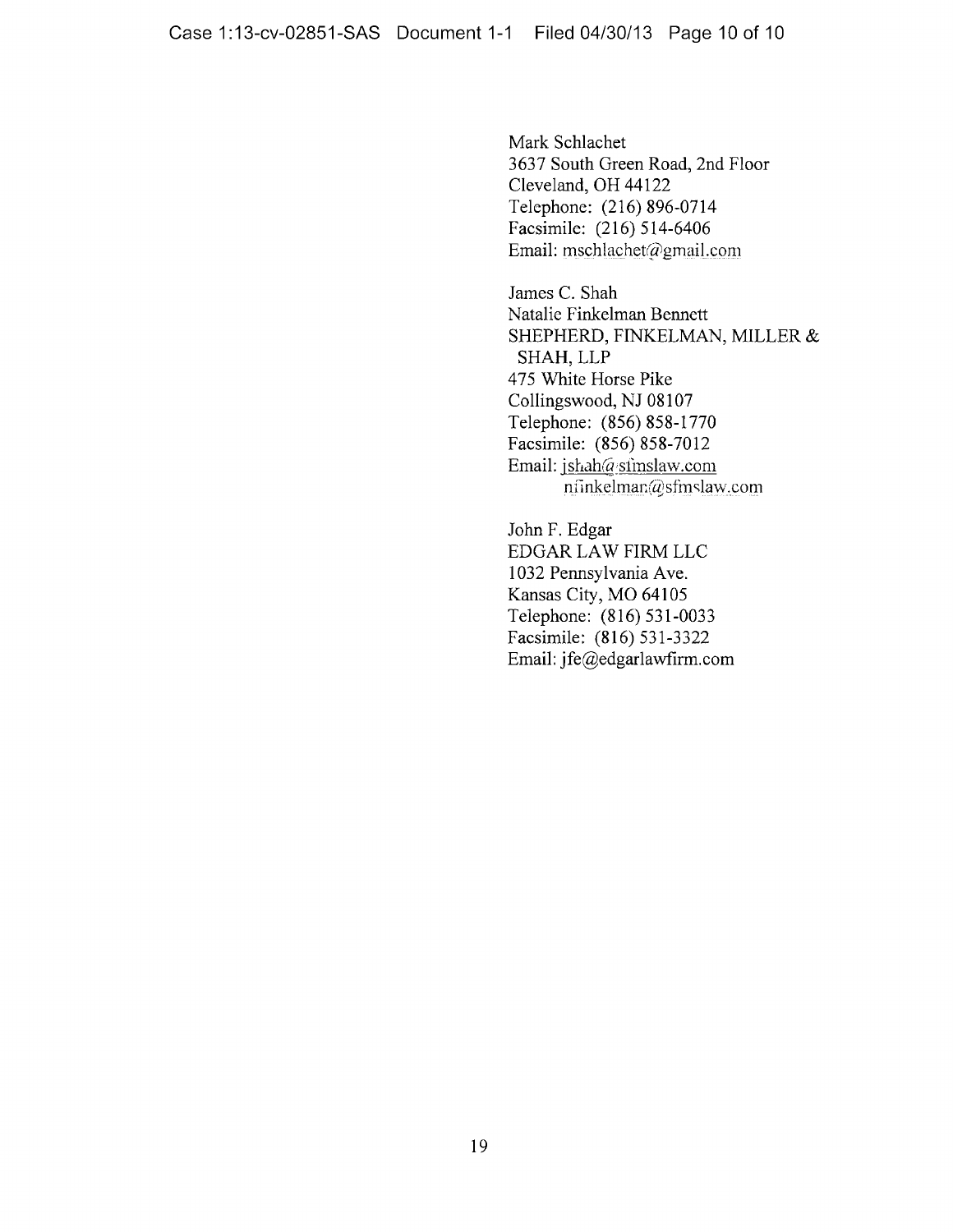Mark Schlachet
3637 South Green Road, 2nd Floor
Cleveland, OH 44122
Telephone: (216) 896-0714
Facsimile: (216) 514-6406
Email: mschlachet@gmail.com

James C. Shah
Natalie Finkelman Bennett
SHEPHERD, FINKELMAN, MILLER & SHAH, LLP
475 White Horse Pike
Collingswood, NJ 08107
Telephone: (856) 858-1770
Facsimile: (856) 858-7012
Email: jshah@sfmslaw.com
nfinkelman@sfmslaw.com

John F. Edgar
EDGAR LAW FIRM LLC
1032 Pennsylvania Ave.
Kansas City, MO 64105
Telephone: (816) 531-0033
Facsimile: (816) 531-3322
Email: jfe@edgarlawfirm.com